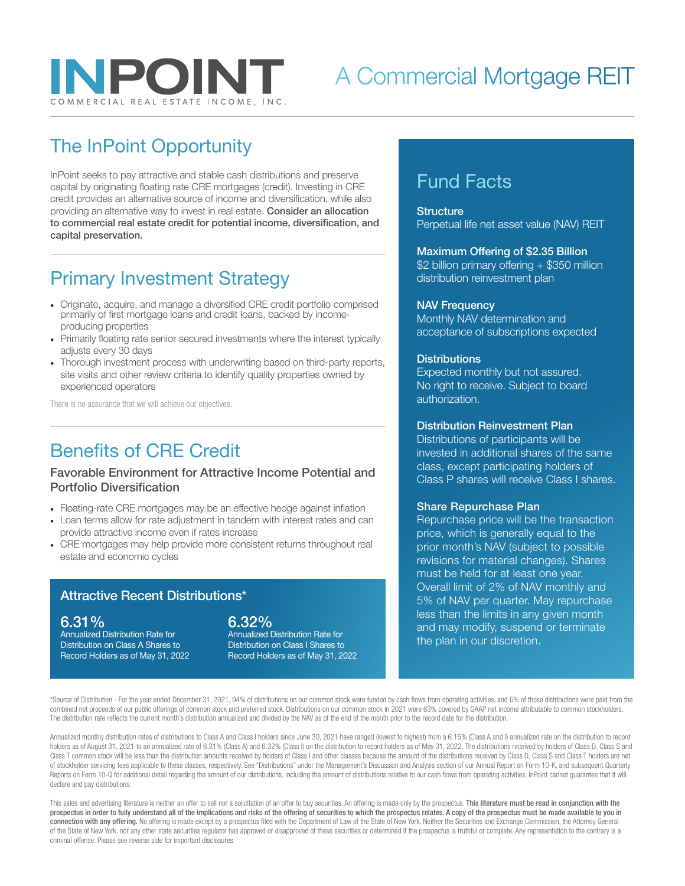# INPOINT

COMMERCIAL REAL ESTATE INCOME, INC.

A Commercial Mortgage REIT

## The InPoint Opportunity

InPoint seeks to pay attractive and stable cash distributions and preserve capital by originating floating rate CRE mortgages (credit). Investing in CRE credit provides an alternative source of income and diversification, while also providing an alternative way to invest in real estate. **Consider an allocation to commercial real estate credit for potential income, diversification, and capital preservation.**

## Primary Investment Strategy

- Originate, acquire, and manage a diversified CRE credit portfolio comprised primarily of first mortgage loans and credit loans, backed by income-producing properties
- Primarily floating rate senior secured investments where the interest typically adjusts every 30 days
- Thorough investment process with underwriting based on third-party reports, site visits and other review criteria to identify quality properties owned by experienced operators

There is no assurance that we will achieve our objectives.

## Benefits of CRE Credit

### Favorable Environment for Attractive Income Potential and Portfolio Diversification

- Floating-rate CRE mortgages may be an effective hedge against inflation
- Loan terms allow for rate adjustment in tandem with interest rates and can provide attractive income even if rates increase
- CRE mortgages may help provide more consistent returns throughout real estate and economic cycles

### Attractive Recent Distributions*

**6.31%**
Annualized Distribution Rate for Distribution on Class A Shares to Record Holders as of May 31, 2022

**6.32%**
Annualized Distribution Rate for Distribution on Class I Shares to Record Holders as of May 31, 2022

## Fund Facts

**Structure**
Perpetual life net asset value (NAV) REIT

**Maximum Offering of $2.35 Billion**
$2 billion primary offering + $350 million distribution reinvestment plan

**NAV Frequency**
Monthly NAV determination and acceptance of subscriptions expected

**Distributions**
Expected monthly but not assured. No right to receive. Subject to board authorization.

**Distribution Reinvestment Plan**
Distributions of participants will be invested in additional shares of the same class, except participating holders of Class P shares will receive Class I shares.

**Share Repurchase Plan**
Repurchase price will be the transaction price, which is generally equal to the prior month's NAV (subject to possible revisions for material changes). Shares must be held for at least one year. Overall limit of 2% of NAV monthly and 5% of NAV per quarter. May repurchase less than the limits in any given month and may modify, suspend or terminate the plan in our discretion.

*Source of Distribution - For the year ended December 31, 2021, 94% of distributions on our common stock were funded by cash flows from operating activities, and 6% of those distributions were paid from the combined net proceeds of our public offerings of common stock and preferred stock. Distributions on our common stock in 2021 were 63% covered by GAAP net income attributable to common stockholders. The distribution rate reflects the current month's distribution annualized and divided by the NAV as of the end of the month prior to the record date for the distribution.

Annualized monthly distribution rates of distributions to Class A and Class I holders since June 30, 2021 have ranged (lowest to highest) from a 6.15% (Class A and I) annualized rate on the distribution to record holders as of August 31, 2021 to an annualized rate of 6.31% (Class A) and 6.32% (Class I) on the distribution to record holders as of May 31, 2022. The distributions received by holders of Class D, Class S and Class T common stock will be less than the distribution amounts received by holders of Class I and other classes because the amount of the distributions received by Class D, Class S and Class T holders are net of stockholder servicing fees applicable to these classes, respectively. See "Distributions" under the Management's Discussion and Analysis section of our Annual Report on Form 10-K, and subsequent Quarterly Reports on Form 10-Q for additional detail regarding the amount of our distributions, including the amount of distributions relative to our cash flows from operating activities. InPoint cannot guarantee that it will declare and pay distributions.

This sales and advertising literature is neither an offer to sell nor a solicitation of an offer to buy securities. An offering is made only by the prospectus. **This literature must be read in conjunction with the prospectus in order to fully understand all of the implications and risks of the offering of securities to which the prospectus relates. A copy of the prospectus must be made available to you in connection with any offering.** No offering is made except by a prospectus filed with the Department of Law of the State of New York. Neither the Securities and Exchange Commission, the Attorney General of the State of New York, nor any other state securities regulator has approved or disapproved of these securities or determined if the prospectus is truthful or complete. Any representation to the contrary is a criminal offense. Please see reverse side for important disclosures.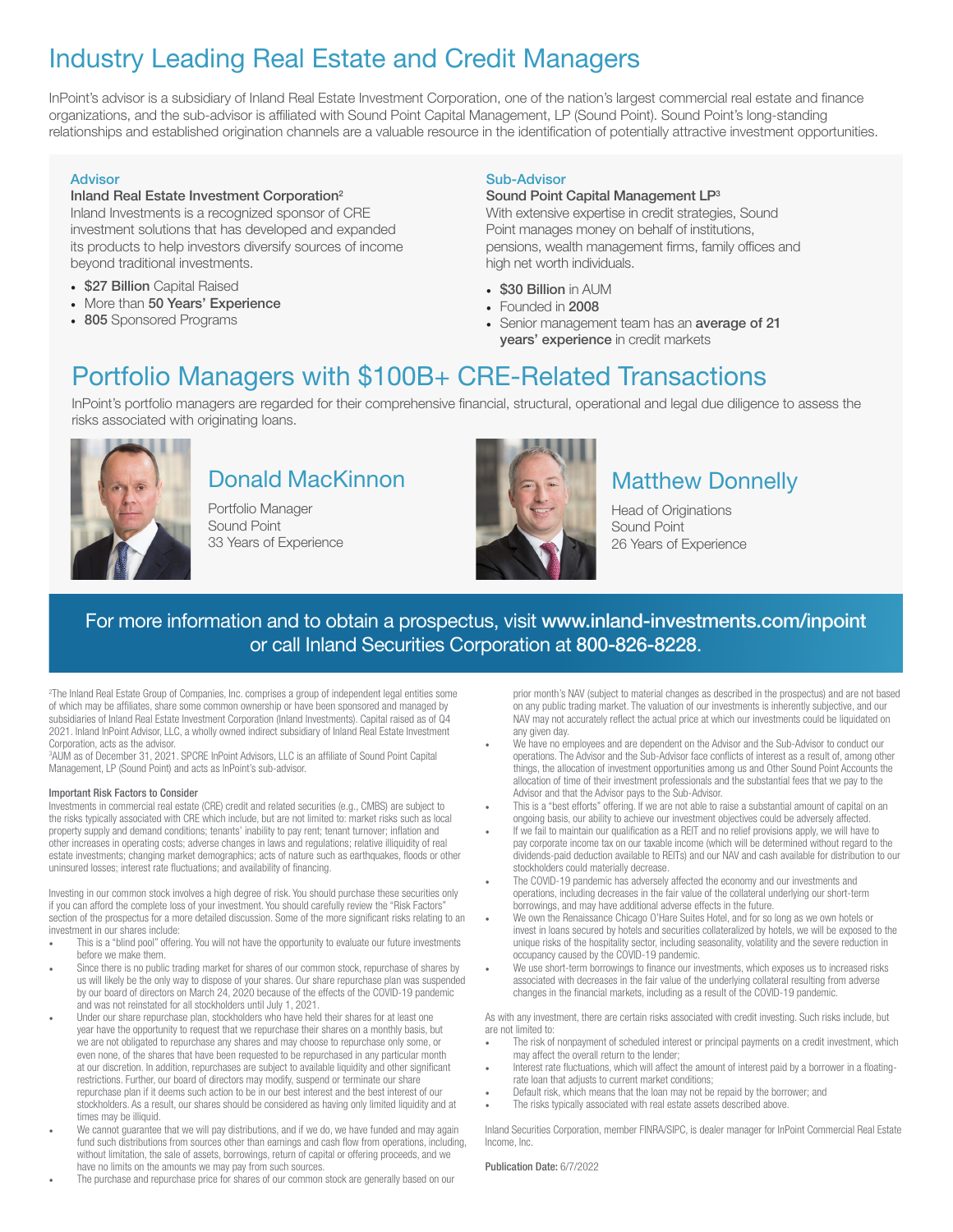# Industry Leading Real Estate and Credit Managers

InPoint's advisor is a subsidiary of Inland Real Estate Investment Corporation, one of the nation's largest commercial real estate and finance organizations, and the sub-advisor is affiliated with Sound Point Capital Management, LP (Sound Point). Sound Point's long-standing relationships and established origination channels are a valuable resource in the identification of potentially attractive investment opportunities.

### Advisor

**Inland Real Estate Investment Corporation**[2]

Inland Investments is a recognized sponsor of CRE investment solutions that has developed and expanded its products to help investors diversify sources of income beyond traditional investments.

- **$27 Billion** Capital Raised
- More than **50 Years' Experience**
- **805** Sponsored Programs

### Sub-Advisor

**Sound Point Capital Management LP**[3]

With extensive expertise in credit strategies, Sound Point manages money on behalf of institutions, pensions, wealth management firms, family offices and high net worth individuals.

- **$30 Billion** in AUM
- Founded in **2008**
- Senior management team has an **average of 21 years' experience** in credit markets

# Portfolio Managers with $100B+ CRE-Related Transactions

InPoint's portfolio managers are regarded for their comprehensive financial, structural, operational and legal due diligence to assess the risks associated with originating loans.

## Donald MacKinnon

Portfolio Manager
Sound Point
33 Years of Experience

## Matthew Donnelly

Head of Originations
Sound Point
26 Years of Experience

For more information and to obtain a prospectus, visit **www.inland-investments.com/inpoint** or call Inland Securities Corporation at **800-826-8228**.

[2]The Inland Real Estate Group of Companies, Inc. comprises a group of independent legal entities some of which may be affiliates, share some common ownership or have been sponsored and managed by subsidiaries of Inland Real Estate Investment Corporation (Inland Investments). Capital raised as of Q4 2021. Inland InPoint Advisor, LLC, a wholly owned indirect subsidiary of Inland Real Estate Investment Corporation, acts as the advisor.

[3]AUM as of December 31, 2021. SPCRE InPoint Advisors, LLC is an affiliate of Sound Point Capital Management, LP (Sound Point) and acts as InPoint's sub-advisor.

**Important Risk Factors to Consider**

Investments in commercial real estate (CRE) credit and related securities (e.g., CMBS) are subject to the risks typically associated with CRE which include, but are not limited to: market risks such as local property supply and demand conditions; tenants' inability to pay rent; tenant turnover; inflation and other increases in operating costs; adverse changes in laws and regulations; relative illiquidity of real estate investments; changing market demographics; acts of nature such as earthquakes, floods or other uninsured losses; interest rate fluctuations; and availability of financing.

Investing in our common stock involves a high degree of risk. You should purchase these securities only if you can afford the complete loss of your investment. You should carefully review the "Risk Factors" section of the prospectus for a more detailed discussion. Some of the more significant risks relating to an investment in our shares include:

- This is a "blind pool" offering. You will not have the opportunity to evaluate our future investments before we make them.
- Since there is no public trading market for shares of our common stock, repurchase of shares by us will likely be the only way to dispose of your shares. Our share repurchase plan was suspended by our board of directors on March 24, 2020 because of the effects of the COVID-19 pandemic and was not reinstated for all stockholders until July 1, 2021.
- Under our share repurchase plan, stockholders who have held their shares for at least one year have the opportunity to request that we repurchase their shares on a monthly basis, but we are not obligated to repurchase any shares and may choose to repurchase only some, or even none, of the shares that have been requested to be repurchased in any particular month at our discretion. In addition, repurchases are subject to available liquidity and other significant restrictions. Further, our board of directors may modify, suspend or terminate our share repurchase plan if it deems such action to be in our best interest and the best interest of our stockholders. As a result, our shares should be considered as having only limited liquidity and at times may be illiquid.
- We cannot guarantee that we will pay distributions, and if we do, we have funded and may again fund such distributions from sources other than earnings and cash flow from operations, including, without limitation, the sale of assets, borrowings, return of capital or offering proceeds, and we have no limits on the amounts we may pay from such sources.
- The purchase and repurchase price for shares of our common stock are generally based on our prior month's NAV (subject to material changes as described in the prospectus) and are not based on any public trading market. The valuation of our investments is inherently subjective, and our NAV may not accurately reflect the actual price at which our investments could be liquidated on any given day.
- We have no employees and are dependent on the Advisor and the Sub-Advisor to conduct our operations. The Advisor and the Sub-Advisor face conflicts of interest as a result of, among other things, the allocation of investment opportunities among us and Other Sound Point Accounts the allocation of time of their investment professionals and the substantial fees that we pay to the Advisor and that the Advisor pays to the Sub-Advisor.
- This is a "best efforts" offering. If we are not able to raise a substantial amount of capital on an ongoing basis, our ability to achieve our investment objectives could be adversely affected.
- If we fail to maintain our qualification as a REIT and no relief provisions apply, we will have to pay corporate income tax on our taxable income (which will be determined without regard to the dividends-paid deduction available to REITs) and our NAV and cash available for distribution to our stockholders could materially decrease.
- The COVID-19 pandemic has adversely affected the economy and our investments and operations, including decreases in the fair value of the collateral underlying our short-term borrowings, and may have additional adverse effects in the future.
- We own the Renaissance Chicago O'Hare Suites Hotel, and for so long as we own hotels or invest in loans secured by hotels and securities collateralized by hotels, we will be exposed to the unique risks of the hospitality sector, including seasonality, volatility and the severe reduction in occupancy caused by the COVID-19 pandemic.
- We use short-term borrowings to finance our investments, which exposes us to increased risks associated with decreases in the fair value of the underlying collateral resulting from adverse changes in the financial markets, including as a result of the COVID-19 pandemic.

As with any investment, there are certain risks associated with credit investing. Such risks include, but are not limited to:

- The risk of nonpayment of scheduled interest or principal payments on a credit investment, which may affect the overall return to the lender;
- Interest rate fluctuations, which will affect the amount of interest paid by a borrower in a floating-rate loan that adjusts to current market conditions;
- Default risk, which means that the loan may not be repaid by the borrower; and
- The risks typically associated with real estate assets described above.

Inland Securities Corporation, member FINRA/SIPC, is dealer manager for InPoint Commercial Real Estate Income, Inc.

**Publication Date:** 6/7/2022